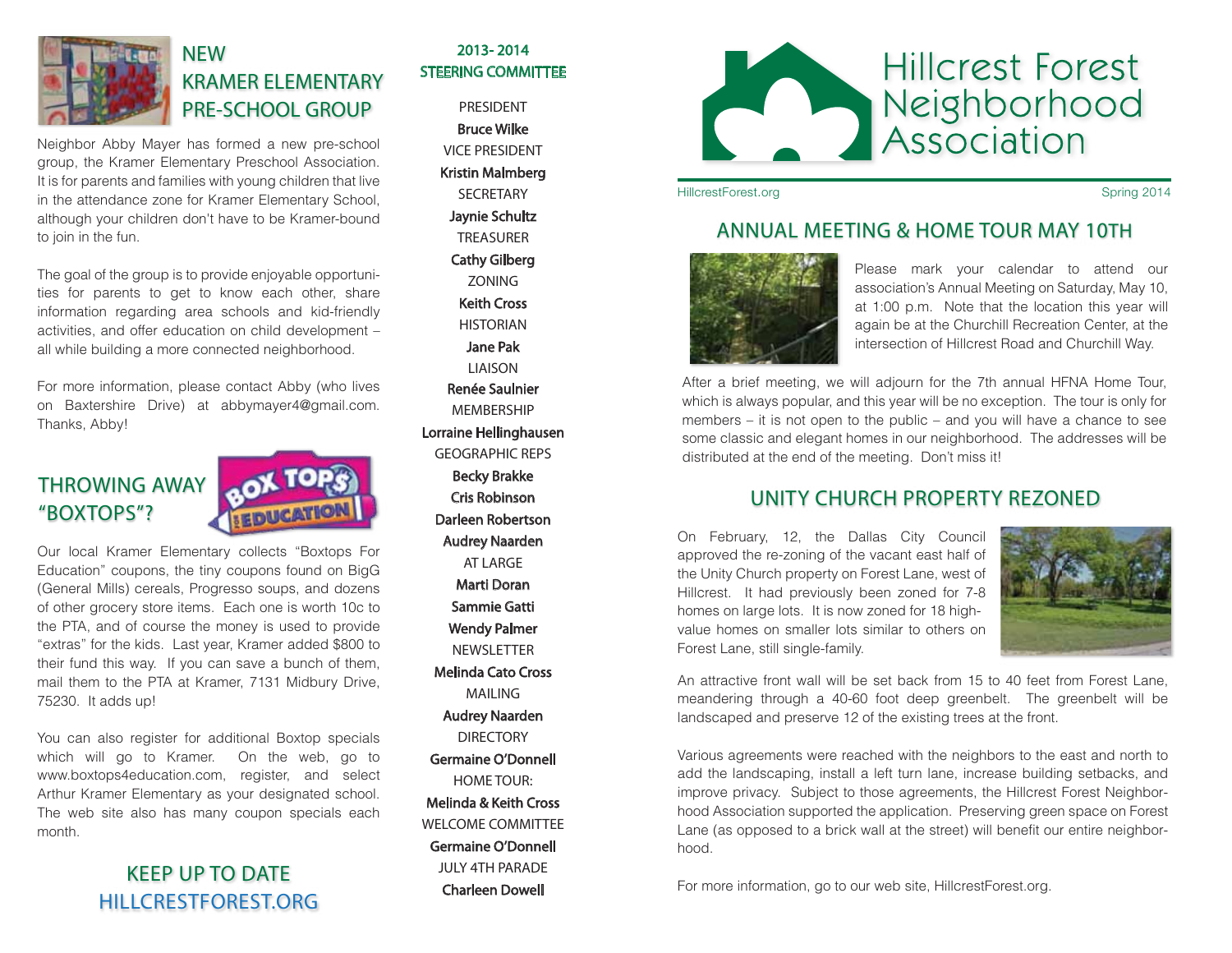# Hillcrest Forest Neighborhood Association

HillcrestForest.org — Spring 2014

## ANNUAL MEETING & HOME TOUR MAY 10TH

Please mark your calendar to attend our association's Annual Meeting on Saturday, May 10, at 1:00 p.m. Note that the location this year will again be at the Churchill Recreation Center, at the intersection of Hillcrest Road and Churchill Way.

After a brief meeting, we will adjourn for the 7th annual HFNA Home Tour, which is always popular, and this year will be no exception. The tour is only for members – it is not open to the public – and you will have a chance to see some classic and elegant homes in our neighborhood. The addresses will be distributed at the end of the meeting. Don't miss it!

## UNITY CHURCH PROPERTY REZONED

On February, 12, the Dallas City Council approved the re-zoning of the vacant east half of the Unity Church property on Forest Lane, west of Hillcrest. It had previously been zoned for 7-8 homes on large lots. It is now zoned for 18 high-value homes on smaller lots similar to others on Forest Lane, still single-family.

An attractive front wall will be set back from 15 to 40 feet from Forest Lane, meandering through a 40-60 foot deep greenbelt. The greenbelt will be landscaped and preserve 12 of the existing trees at the front.

Various agreements were reached with the neighbors to the east and north to add the landscaping, install a left turn lane, increase building setbacks, and improve privacy. Subject to those agreements, the Hillcrest Forest Neighborhood Association supported the application. Preserving green space on Forest Lane (as opposed to a brick wall at the street) will benefit our entire neighborhood.

For more information, go to our web site, HillcrestForest.org.

## NEW KRAMER ELEMENTARY PRE-SCHOOL GROUP

Neighbor Abby Mayer has formed a new pre-school group, the Kramer Elementary Preschool Association. It is for parents and families with young children that live in the attendance zone for Kramer Elementary School, although your children don't have to be Kramer-bound to join in the fun.

The goal of the group is to provide enjoyable opportunities for parents to get to know each other, share information regarding area schools and kid-friendly activities, and offer education on child development – all while building a more connected neighborhood.

For more information, please contact Abby (who lives on Baxtershire Drive) at abbymayer4@gmail.com. Thanks, Abby!

## THROWING AWAY "BOXTOPS"?

Our local Kramer Elementary collects "Boxtops For Education" coupons, the tiny coupons found on BigG (General Mills) cereals, Progresso soups, and dozens of other grocery store items. Each one is worth 10c to the PTA, and of course the money is used to provide "extras" for the kids. Last year, Kramer added $800 to their fund this way. If you can save a bunch of them, mail them to the PTA at Kramer, 7131 Midbury Drive, 75230. It adds up!

You can also register for additional Boxtop specials which will go to Kramer. On the web, go to www.boxtops4education.com, register, and select Arthur Kramer Elementary as your designated school. The web site also has many coupon specials each month.

## KEEP UP TO DATE HILLCREST FOREST.ORG

## 2013-2014 STEERING COMMITTEE

PRESIDENT
**Bruce Wilke**

VICE PRESIDENT
**Kristin Malmberg**

SECRETARY
**Jaynie Schultz**

TREASURER
**Cathy Gilberg**

ZONING
**Keith Cross**

HISTORIAN
**Jane Pak**

LIAISON
**Renée Saulnier**

MEMBERSHIP
**Lorraine Hellinghausen**

GEOGRAPHIC REPS
**Becky Brakke**
**Cris Robinson**
**Darleen Robertson**
**Audrey Naarden**

AT LARGE
**Marti Doran**
**Sammie Gatti**
**Wendy Palmer**

NEWSLETTER
**Melinda Cato Cross**

MAILING
**Audrey Naarden**

DIRECTORY
**Germaine O'Donnell**

HOME TOUR:
**Melinda & Keith Cross**

WELCOME COMMITTEE
**Germaine O'Donnell**

JULY 4TH PARADE
**Charleen Dowell**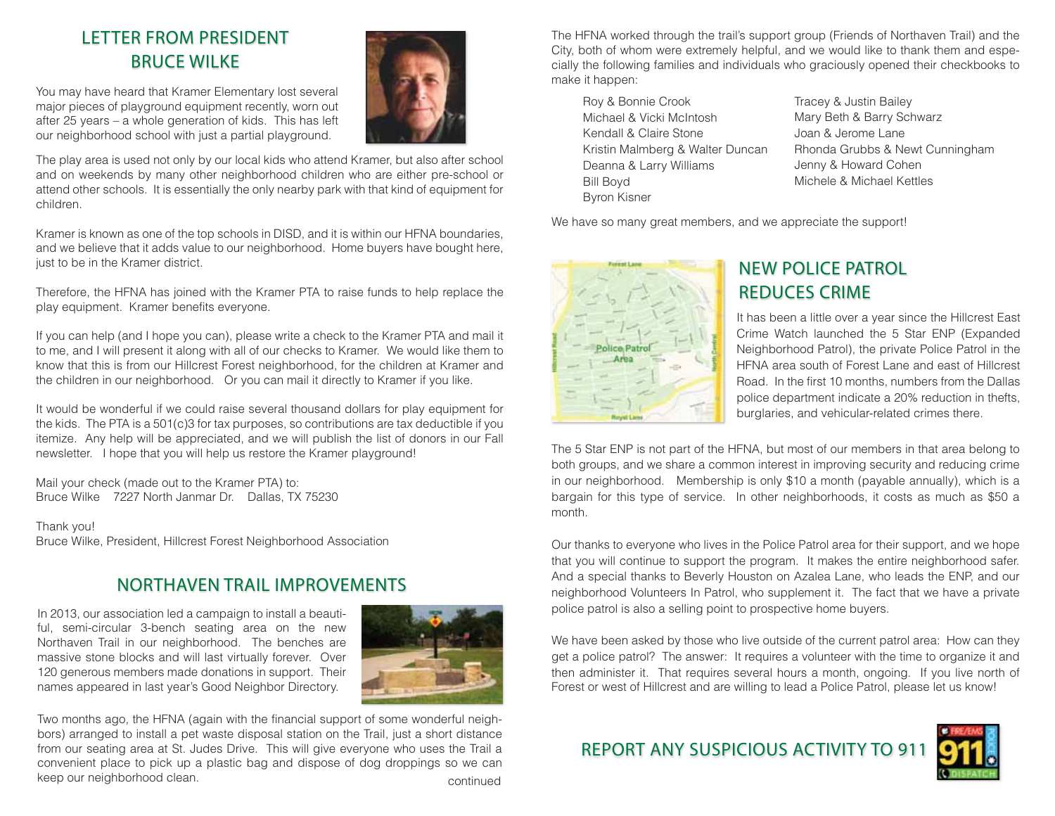## LETTER FROM PRESIDENT BRUCE WILKE

You may have heard that Kramer Elementary lost several major pieces of playground equipment recently, worn out after 25 years – a whole generation of kids. This has left our neighborhood school with just a partial playground.

The play area is used not only by our local kids who attend Kramer, but also after school and on weekends by many other neighborhood children who are either pre-school or attend other schools. It is essentially the only nearby park with that kind of equipment for children.

Kramer is known as one of the top schools in DISD, and it is within our HFNA boundaries, and we believe that it adds value to our neighborhood. Home buyers have bought here, just to be in the Kramer district.

Therefore, the HFNA has joined with the Kramer PTA to raise funds to help replace the play equipment. Kramer benefits everyone.

If you can help (and I hope you can), please write a check to the Kramer PTA and mail it to me, and I will present it along with all of our checks to Kramer. We would like them to know that this is from our Hillcrest Forest neighborhood, for the children at Kramer and the children in our neighborhood. Or you can mail it directly to Kramer if you like.

It would be wonderful if we could raise several thousand dollars for play equipment for the kids. The PTA is a 501(c)3 for tax purposes, so contributions are tax deductible if you itemize. Any help will be appreciated, and we will publish the list of donors in our Fall newsletter. I hope that you will help us restore the Kramer playground!

Mail your check (made out to the Kramer PTA) to:
Bruce Wilke 7227 North Janmar Dr. Dallas, TX 75230

Thank you!
Bruce Wilke, President, Hillcrest Forest Neighborhood Association

## NORTHAVEN TRAIL IMPROVEMENTS

In 2013, our association led a campaign to install a beautiful, semi-circular 3-bench seating area on the new Northaven Trail in our neighborhood. The benches are massive stone blocks and will last virtually forever. Over 120 generous members made donations in support. Their names appeared in last year's Good Neighbor Directory.

Two months ago, the HFNA (again with the financial support of some wonderful neighbors) arranged to install a pet waste disposal station on the Trail, just a short distance from our seating area at St. Judes Drive. This will give everyone who uses the Trail a convenient place to pick up a plastic bag and dispose of dog droppings so we can keep our neighborhood clean.

continued

The HFNA worked through the trail's support group (Friends of Northaven Trail) and the City, both of whom were extremely helpful, and we would like to thank them and especially the following families and individuals who graciously opened their checkbooks to make it happen:

- Roy & Bonnie Crook
- Michael & Vicki McIntosh
- Kendall & Claire Stone
- Kristin Malmberg & Walter Duncan
- Deanna & Larry Williams
- Bill Boyd
- Byron Kisner
- Tracey & Justin Bailey
- Mary Beth & Barry Schwarz
- Joan & Jerome Lane
- Rhonda Grubbs & Newt Cunningham
- Jenny & Howard Cohen
- Michele & Michael Kettles

We have so many great members, and we appreciate the support!

## NEW POLICE PATROL REDUCES CRIME

Forest Lane
Hillcrest Road
North Central
Police Patrol Area
Royal Lane

It has been a little over a year since the Hillcrest East Crime Watch launched the 5 Star ENP (Expanded Neighborhood Patrol), the private Police Patrol in the HFNA area south of Forest Lane and east of Hillcrest Road. In the first 10 months, numbers from the Dallas police department indicate a 20% reduction in thefts, burglaries, and vehicular-related crimes there.

The 5 Star ENP is not part of the HFNA, but most of our members in that area belong to both groups, and we share a common interest in improving security and reducing crime in our neighborhood. Membership is only $10 a month (payable annually), which is a bargain for this type of service. In other neighborhoods, it costs as much as $50 a month.

Our thanks to everyone who lives in the Police Patrol area for their support, and we hope that you will continue to support the program. It makes the entire neighborhood safer. And a special thanks to Beverly Houston on Azalea Lane, who leads the ENP, and our neighborhood Volunteers In Patrol, who supplement it. The fact that we have a private police patrol is also a selling point to prospective home buyers.

We have been asked by those who live outside of the current patrol area: How can they get a police patrol? The answer: It requires a volunteer with the time to organize it and then administer it. That requires several hours a month, ongoing. If you live north of Forest or west of Hillcrest and are willing to lead a Police Patrol, please let us know!

## REPORT ANY SUSPICIOUS ACTIVITY TO 911